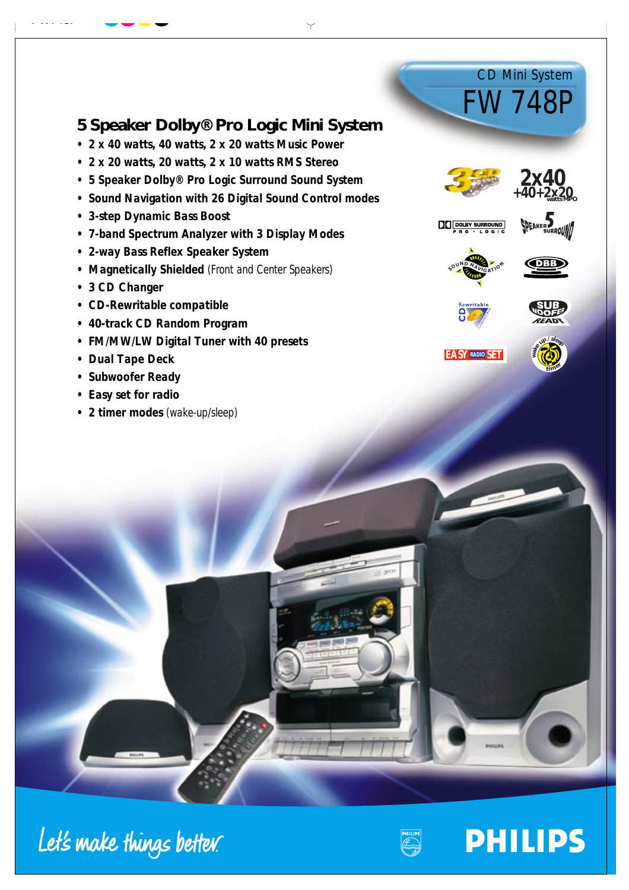CD Mini System

# FW 748P

## 5 Speaker Dolby® Pro Logic Mini System

- **2 x 40 watts, 40 watts, 2 x 20 watts Music Power**
- **2 x 20 watts, 20 watts, 2 x 10 watts RMS Stereo**
- **5 Speaker Dolby® Pro Logic Surround Sound System**
- **Sound Navigation with 26 Digital Sound Control modes**
- **3-step Dynamic Bass Boost**
- **7-band Spectrum Analyzer with 3 Display Modes**
- **2-way Bass Reflex Speaker System**
- **Magnetically Shielded** (Front and Center Speakers)
- **3 CD Changer**
- **CD-Rewritable compatible**
- **40-track CD Random Program**
- **FM/MW/LW Digital Tuner with 40 presets**
- **Dual Tape Deck**
- **Subwoofer Ready**
- **Easy set for radio**
- **2 timer modes** (wake-up/sleep)

2x40 +40+2x20 watts MPO

DOLBY SURROUND PRO · LOGIC

SPEAKER 5 SURROUND

SOUND NAVIGATION

DBB

Rewritable CD compatible

SUBWOOFER READY

EASY RADIO SET

wake up / sleep timer

Let's make things better.

PHILIPS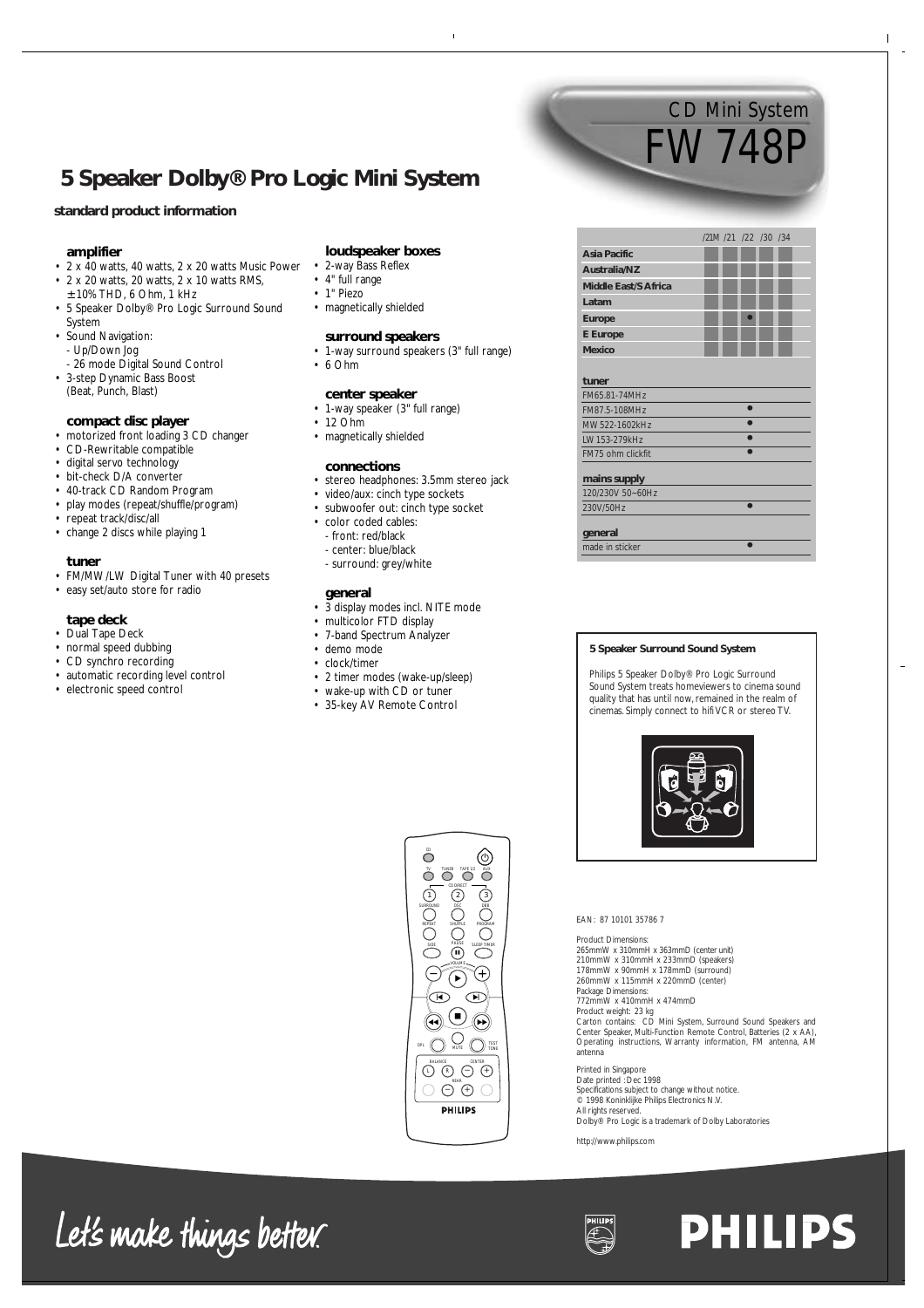# CD Mini System FW 748P

## 5 Speaker Dolby® Pro Logic Mini System

### standard product information

#### amplifier

- 2 x 40 watts, 40 watts, 2 x 20 watts Music Power
- 2 x 20 watts, 20 watts, 2 x 10 watts RMS, ± 10% THD, 6 Ohm, 1 kHz
- 5 Speaker Dolby® Pro Logic Surround Sound System
- Sound Navigation:
  - Up/Down Jog
  - 26 mode Digital Sound Control
- 3-step Dynamic Bass Boost (Beat, Punch, Blast)

#### compact disc player

- motorized front loading 3 CD changer
- CD-Rewritable compatible
- digital servo technology
- bit-check D/A converter
- 40-track CD Random Program
- play modes (repeat/shuffle/program)
- repeat track/disc/all
- change 2 discs while playing 1

#### tuner

- FM/MW/LW Digital Tuner with 40 presets
- easy set/auto store for radio

#### tape deck

- Dual Tape Deck
- normal speed dubbing
- CD synchro recording
- automatic recording level control
- electronic speed control

#### loudspeaker boxes

- 2-way Bass Reflex
- 4" full range
- 1" Piezo
- magnetically shielded

#### surround speakers

- 1-way surround speakers (3" full range)
- 6 Ohm

#### center speaker

- 1-way speaker (3" full range)
- 12 Ohm
- magnetically shielded

#### connections

- stereo headphones: 3.5mm stereo jack
- video/aux: cinch type sockets
- subwoofer out: cinch type socket
- color coded cables:
  - front: red/black
  - center: blue/black
  - surround: grey/white

#### general

- 3 display modes incl. NITE mode
- multicolor FTD display
- 7-band Spectrum Analyzer
- demo mode
- clock/timer
- 2 timer modes (wake-up/sleep)
- wake-up with CD or tuner
- 35-key AV Remote Control

| | /21M | /21 | /22 | /30 | /34 |
|---|---|---|---|---|---|
| **Asia Pacific** | | | | | |
| **Australia/NZ** | | | | | |
| **Middle East/S Africa** | | | | | |
| **Latam** | | | | | |
| **Europe** | | | ● | | |
| **E Europe** | | | | | |
| **Mexico** | | | | | |
| **tuner** | | | | | |
| FM65.81-74MHz | | | | | |
| FM87.5-108MHz | | | ● | | |
| MW 522-1602kHz | | | ● | | |
| LW 153-279kHz | | | ● | | |
| FM75 ohm clickfit | | | ● | | |
| **mains supply** | | | | | |
| 120/230V 50~60Hz | | | | | |
| 230V/50Hz | | | ● | | |
| **general** | | | | | |
| made in sticker | | | ● | | |

#### 5 Speaker Surround Sound System

Philips 5 Speaker Dolby® Pro Logic Surround Sound System treats homeviewers to cinema sound quality that has until now, remained in the realm of cinemas. Simply connect to hifi VCR or stereo TV.

EAN: 87 10101 35786 7

Product Dimensions:
265mmW x 310mmH x 363mmD (center unit)
210mmW x 310mmH x 233mmD (speakers)
178mmW x 90mmH x 178mmD (surround)
260mmW x 115mmH x 220mmD (center)
Package Dimensions:
772mmW x 410mmH x 474mmD
Product weight: 23 kg
Carton contains: CD Mini System, Surround Sound Speakers and Center Speaker, Multi-Function Remote Control, Batteries (2 x AA), Operating instructions, Warranty information, FM antenna, AM antenna

Printed in Singapore
Date printed : Dec 1998
Specifications subject to change without notice.
© 1998 Koninklijke Philips Electronics N.V.
All rights reserved.
Dolby® Pro Logic is a trademark of Dolby Laboratories

http://www.philips.com

Let's make things better.

PHILIPS